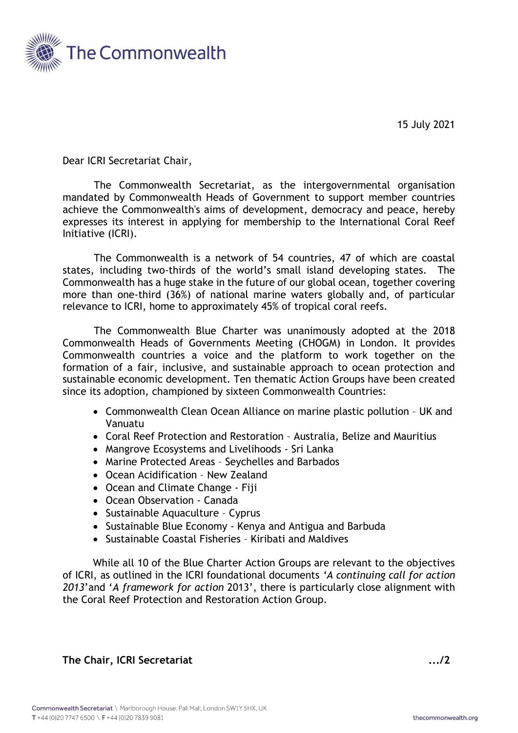The Commonwealth

15 July 2021

Dear ICRI Secretariat Chair,

The Commonwealth Secretariat, as the intergovernmental organisation mandated by Commonwealth Heads of Government to support member countries achieve the Commonwealth's aims of development, democracy and peace, hereby expresses its interest in applying for membership to the International Coral Reef Initiative (ICRI).

The Commonwealth is a network of 54 countries, 47 of which are coastal states, including two-thirds of the world's small island developing states. The Commonwealth has a huge stake in the future of our global ocean, together covering more than one-third (36%) of national marine waters globally and, of particular relevance to ICRI, home to approximately 45% of tropical coral reefs.

The Commonwealth Blue Charter was unanimously adopted at the 2018 Commonwealth Heads of Governments Meeting (CHOGM) in London. It provides Commonwealth countries a voice and the platform to work together on the formation of a fair, inclusive, and sustainable approach to ocean protection and sustainable economic development. Ten thematic Action Groups have been created since its adoption, championed by sixteen Commonwealth Countries:

- Commonwealth Clean Ocean Alliance on marine plastic pollution – UK and Vanuatu
- Coral Reef Protection and Restoration – Australia, Belize and Mauritius
- Mangrove Ecosystems and Livelihoods - Sri Lanka
- Marine Protected Areas – Seychelles and Barbados
- Ocean Acidification – New Zealand
- Ocean and Climate Change - Fiji
- Ocean Observation - Canada
- Sustainable Aquaculture – Cyprus
- Sustainable Blue Economy - Kenya and Antigua and Barbuda
- Sustainable Coastal Fisheries – Kiribati and Maldives

While all 10 of the Blue Charter Action Groups are relevant to the objectives of ICRI, as outlined in the ICRI foundational documents '*A continuing call for action 2013*' and '*A framework for action* 2013', there is particularly close alignment with the Coral Reef Protection and Restoration Action Group.

**The Chair, ICRI Secretariat** **.../2**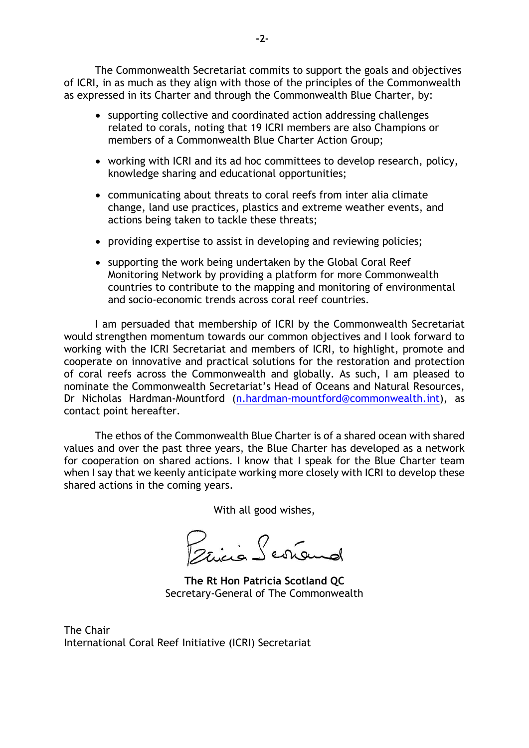The Commonwealth Secretariat commits to support the goals and objectives of ICRI, in as much as they align with those of the principles of the Commonwealth as expressed in its Charter and through the Commonwealth Blue Charter, by:

- supporting collective and coordinated action addressing challenges related to corals, noting that 19 ICRI members are also Champions or members of a Commonwealth Blue Charter Action Group;
- working with ICRI and its ad hoc committees to develop research, policy, knowledge sharing and educational opportunities;
- communicating about threats to coral reefs from inter alia climate change, land use practices, plastics and extreme weather events, and actions being taken to tackle these threats;
- providing expertise to assist in developing and reviewing policies;
- supporting the work being undertaken by the Global Coral Reef Monitoring Network by providing a platform for more Commonwealth countries to contribute to the mapping and monitoring of environmental and socio-economic trends across coral reef countries.

I am persuaded that membership of ICRI by the Commonwealth Secretariat would strengthen momentum towards our common objectives and I look forward to working with the ICRI Secretariat and members of ICRI, to highlight, promote and cooperate on innovative and practical solutions for the restoration and protection of coral reefs across the Commonwealth and globally. As such, I am pleased to nominate the Commonwealth Secretariat's Head of Oceans and Natural Resources, Dr Nicholas Hardman-Mountford (n.hardman-mountford@commonwealth.int), as contact point hereafter.

The ethos of the Commonwealth Blue Charter is of a shared ocean with shared values and over the past three years, the Blue Charter has developed as a network for cooperation on shared actions. I know that I speak for the Blue Charter team when I say that we keenly anticipate working more closely with ICRI to develop these shared actions in the coming years.

With all good wishes,

Patricia Scotland

**The Rt Hon Patricia Scotland QC**
Secretary-General of The Commonwealth

The Chair
International Coral Reef Initiative (ICRI) Secretariat